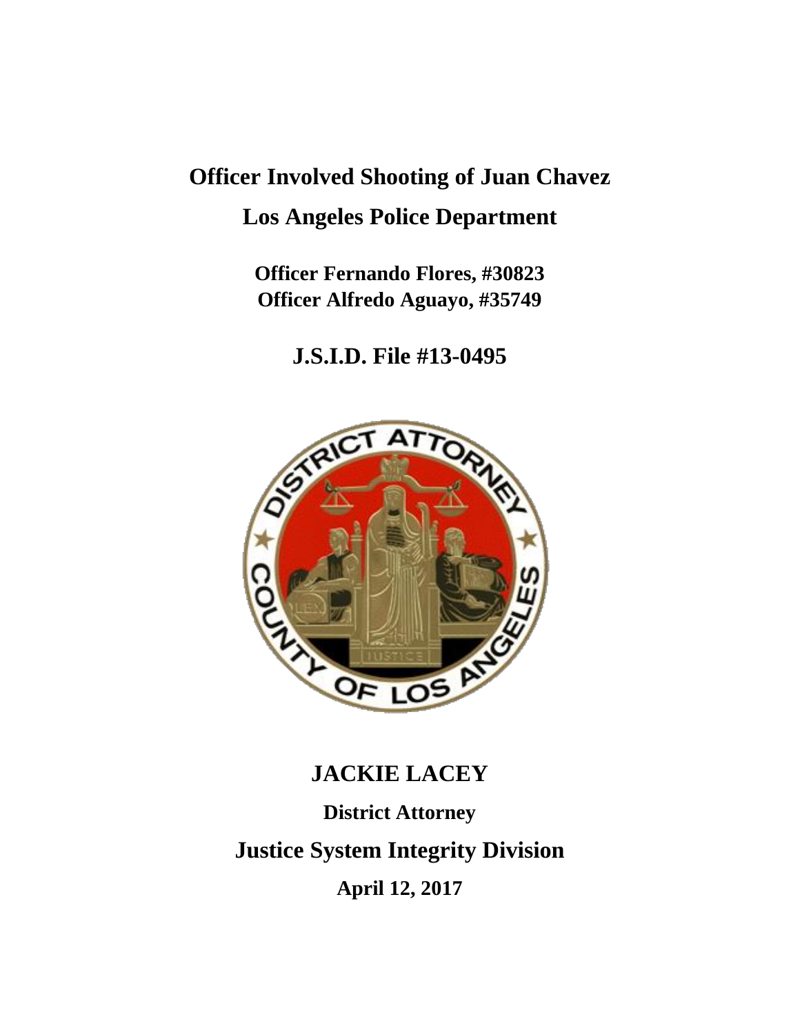# Officer Involved Shooting of Juan Chavez

## Los Angeles Police Department

**Officer Fernando Flores, #30823**
**Officer Alfredo Aguayo, #35749**

## J.S.I.D. File #13-0495

## JACKIE LACEY

**District Attorney**

## Justice System Integrity Division

**April 12, 2017**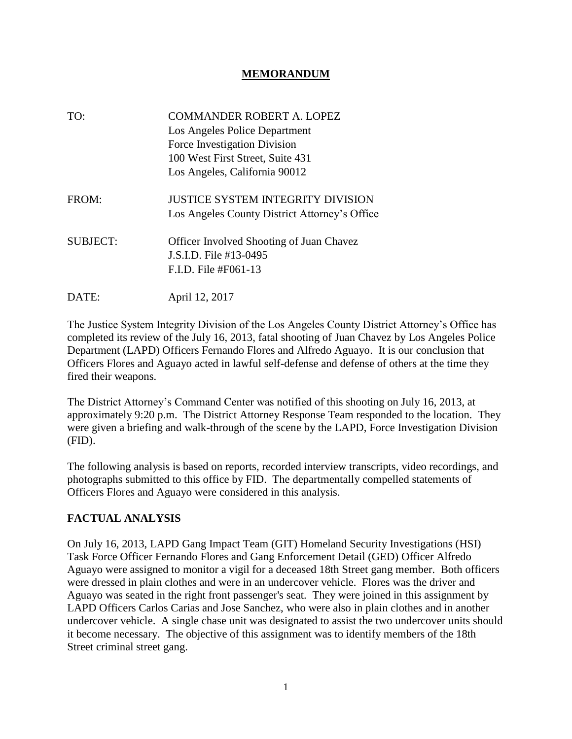# MEMORANDUM

TO: COMMANDER ROBERT A. LOPEZ
Los Angeles Police Department
Force Investigation Division
100 West First Street, Suite 431
Los Angeles, California 90012

FROM: JUSTICE SYSTEM INTEGRITY DIVISION
Los Angeles County District Attorney's Office

SUBJECT: Officer Involved Shooting of Juan Chavez
J.S.I.D. File #13-0495
F.I.D. File #F061-13

DATE: April 12, 2017

The Justice System Integrity Division of the Los Angeles County District Attorney's Office has completed its review of the July 16, 2013, fatal shooting of Juan Chavez by Los Angeles Police Department (LAPD) Officers Fernando Flores and Alfredo Aguayo. It is our conclusion that Officers Flores and Aguayo acted in lawful self-defense and defense of others at the time they fired their weapons.

The District Attorney's Command Center was notified of this shooting on July 16, 2013, at approximately 9:20 p.m. The District Attorney Response Team responded to the location. They were given a briefing and walk-through of the scene by the LAPD, Force Investigation Division (FID).

The following analysis is based on reports, recorded interview transcripts, video recordings, and photographs submitted to this office by FID. The departmentally compelled statements of Officers Flores and Aguayo were considered in this analysis.

## FACTUAL ANALYSIS

On July 16, 2013, LAPD Gang Impact Team (GIT) Homeland Security Investigations (HSI) Task Force Officer Fernando Flores and Gang Enforcement Detail (GED) Officer Alfredo Aguayo were assigned to monitor a vigil for a deceased 18th Street gang member. Both officers were dressed in plain clothes and were in an undercover vehicle. Flores was the driver and Aguayo was seated in the right front passenger's seat. They were joined in this assignment by LAPD Officers Carlos Carias and Jose Sanchez, who were also in plain clothes and in another undercover vehicle. A single chase unit was designated to assist the two undercover units should it become necessary. The objective of this assignment was to identify members of the 18th Street criminal street gang.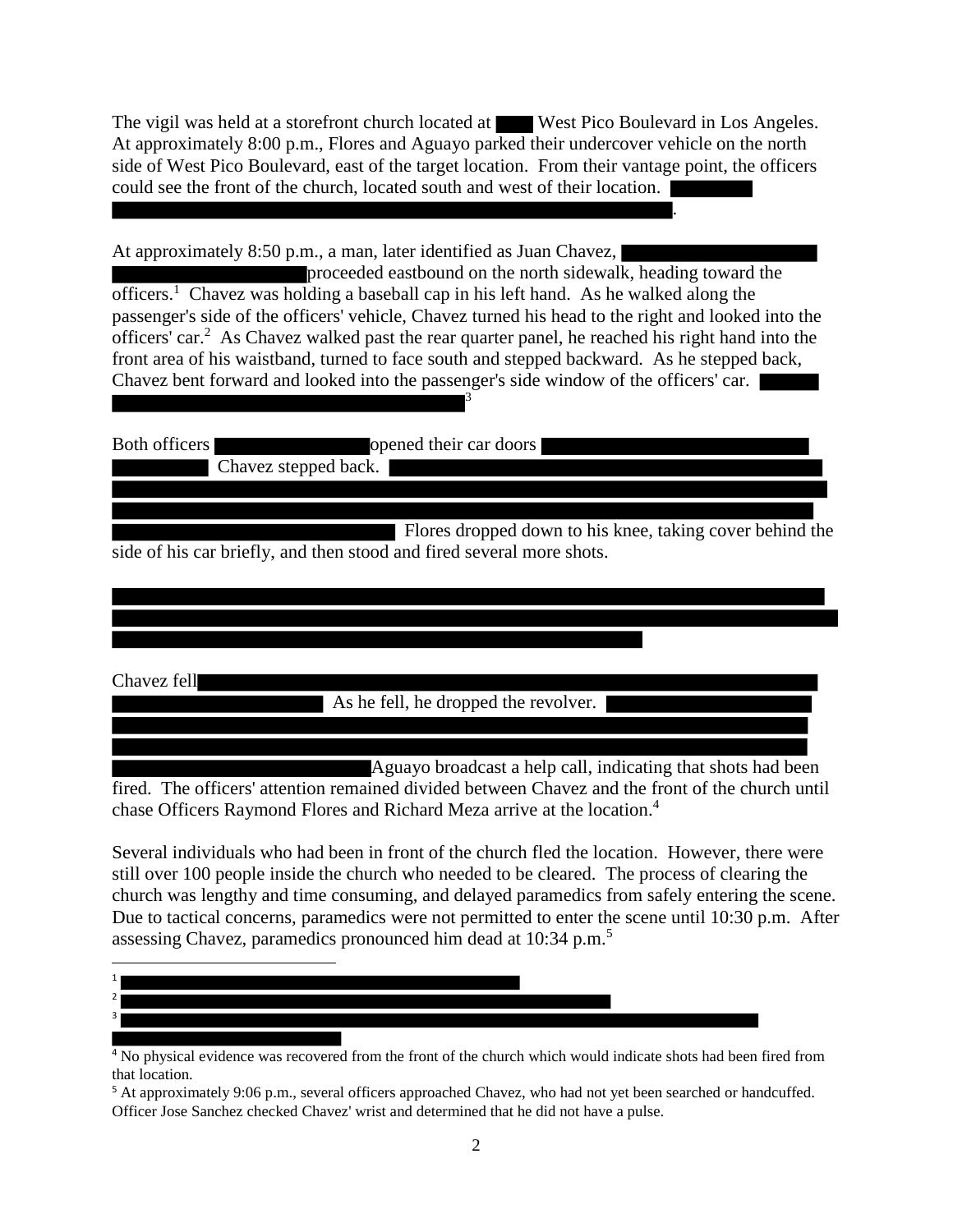The vigil was held at a storefront church located at ████ West Pico Boulevard in Los Angeles. At approximately 8:00 p.m., Flores and Aguayo parked their undercover vehicle on the north side of West Pico Boulevard, east of the target location. From their vantage point, the officers could see the front of the church, located south and west of their location. ████████████████████████████████████████.

At approximately 8:50 p.m., a man, later identified as Juan Chavez, ████████████████████████████████ proceeded eastbound on the north sidewalk, heading toward the officers.[1] Chavez was holding a baseball cap in his left hand. As he walked along the passenger's side of the officers' vehicle, Chavez turned his head to the right and looked into the officers' car.[2] As Chavez walked past the rear quarter panel, he reached his right hand into the front area of his waistband, turned to face south and stepped backward. As he stepped back, Chavez bent forward and looked into the passenger's side window of the officers' car. ████████████████████████████████[3]

Both officers ████████████ opened their car doors ████████████████████ Chavez stepped back. ████████████████████████████████████████████████████████████████████████████████ Flores dropped down to his knee, taking cover behind the side of his car briefly, and then stood and fired several more shots.

████████████████████████████████████████████████████████████████████████████████

Chavez fell ████████████████████████████████████████████ As he fell, he dropped the revolver. ████████████████████████████████████████████████████████████████ Aguayo broadcast a help call, indicating that shots had been fired. The officers' attention remained divided between Chavez and the front of the church until chase Officers Raymond Flores and Richard Meza arrive at the location.[4]

Several individuals who had been in front of the church fled the location. However, there were still over 100 people inside the church who needed to be cleared. The process of clearing the church was lengthy and time consuming, and delayed paramedics from safely entering the scene. Due to tactical concerns, paramedics were not permitted to enter the scene until 10:30 p.m. After assessing Chavez, paramedics pronounced him dead at 10:34 p.m.[5]

---

[1] ████████████████████████████████

[2] ████████████████████████████████████████

[3] ████████████████████████████████████████████████████

[4] No physical evidence was recovered from the front of the church which would indicate shots had been fired from that location.

[5] At approximately 9:06 p.m., several officers approached Chavez, who had not yet been searched or handcuffed. Officer Jose Sanchez checked Chavez' wrist and determined that he did not have a pulse.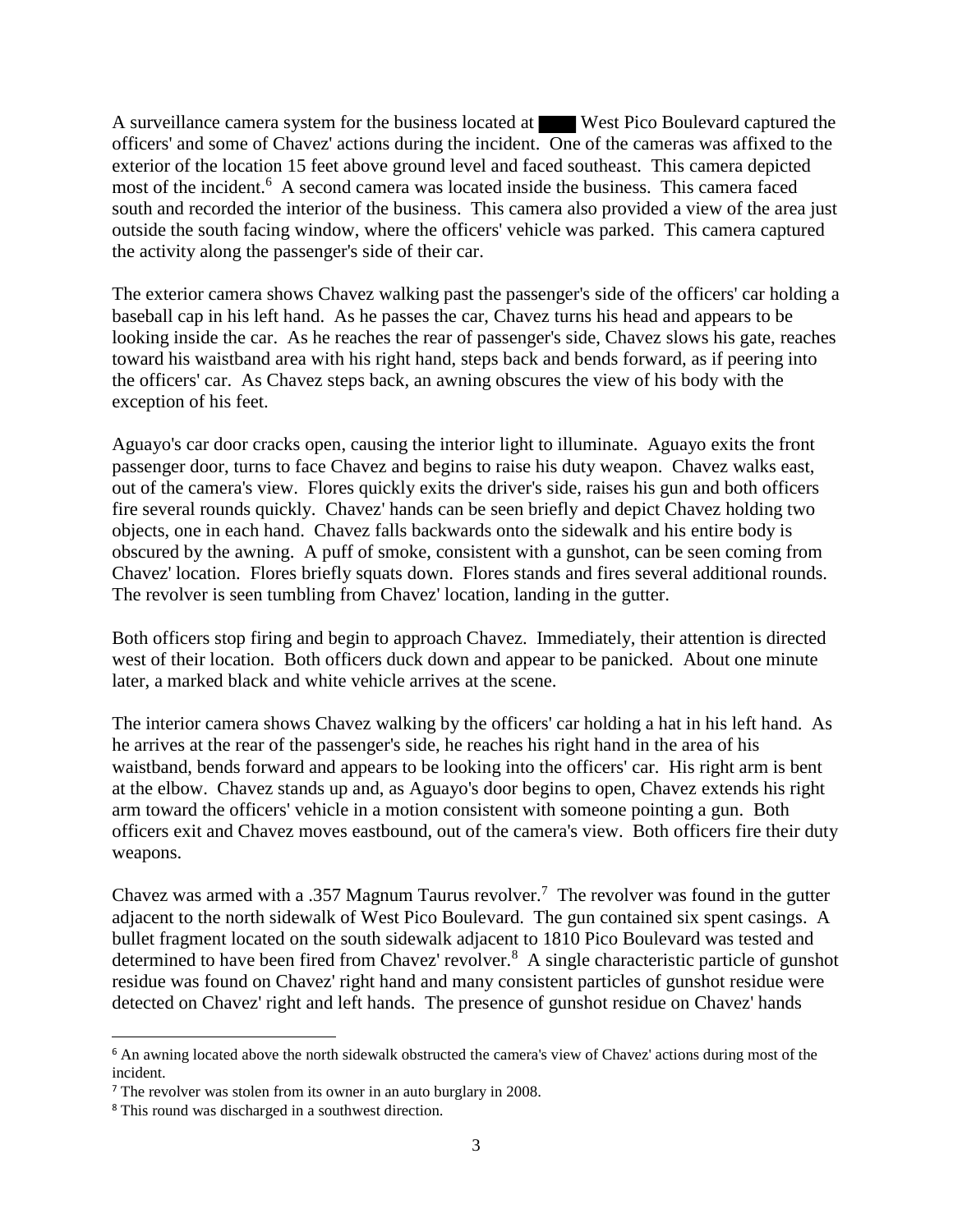A surveillance camera system for the business located at ████ West Pico Boulevard captured the officers' and some of Chavez' actions during the incident. One of the cameras was affixed to the exterior of the location 15 feet above ground level and faced southeast. This camera depicted most of the incident.[6] A second camera was located inside the business. This camera faced south and recorded the interior of the business. This camera also provided a view of the area just outside the south facing window, where the officers' vehicle was parked. This camera captured the activity along the passenger's side of their car.

The exterior camera shows Chavez walking past the passenger's side of the officers' car holding a baseball cap in his left hand. As he passes the car, Chavez turns his head and appears to be looking inside the car. As he reaches the rear of passenger's side, Chavez slows his gate, reaches toward his waistband area with his right hand, steps back and bends forward, as if peering into the officers' car. As Chavez steps back, an awning obscures the view of his body with the exception of his feet.

Aguayo's car door cracks open, causing the interior light to illuminate. Aguayo exits the front passenger door, turns to face Chavez and begins to raise his duty weapon. Chavez walks east, out of the camera's view. Flores quickly exits the driver's side, raises his gun and both officers fire several rounds quickly. Chavez' hands can be seen briefly and depict Chavez holding two objects, one in each hand. Chavez falls backwards onto the sidewalk and his entire body is obscured by the awning. A puff of smoke, consistent with a gunshot, can be seen coming from Chavez' location. Flores briefly squats down. Flores stands and fires several additional rounds. The revolver is seen tumbling from Chavez' location, landing in the gutter.

Both officers stop firing and begin to approach Chavez. Immediately, their attention is directed west of their location. Both officers duck down and appear to be panicked. About one minute later, a marked black and white vehicle arrives at the scene.

The interior camera shows Chavez walking by the officers' car holding a hat in his left hand. As he arrives at the rear of the passenger's side, he reaches his right hand in the area of his waistband, bends forward and appears to be looking into the officers' car. His right arm is bent at the elbow. Chavez stands up and, as Aguayo's door begins to open, Chavez extends his right arm toward the officers' vehicle in a motion consistent with someone pointing a gun. Both officers exit and Chavez moves eastbound, out of the camera's view. Both officers fire their duty weapons.

Chavez was armed with a .357 Magnum Taurus revolver.[7] The revolver was found in the gutter adjacent to the north sidewalk of West Pico Boulevard. The gun contained six spent casings. A bullet fragment located on the south sidewalk adjacent to 1810 Pico Boulevard was tested and determined to have been fired from Chavez' revolver.[8] A single characteristic particle of gunshot residue was found on Chavez' right hand and many consistent particles of gunshot residue were detected on Chavez' right and left hands. The presence of gunshot residue on Chavez' hands

---

[6] An awning located above the north sidewalk obstructed the camera's view of Chavez' actions during most of the incident.

[7] The revolver was stolen from its owner in an auto burglary in 2008.

[8] This round was discharged in a southwest direction.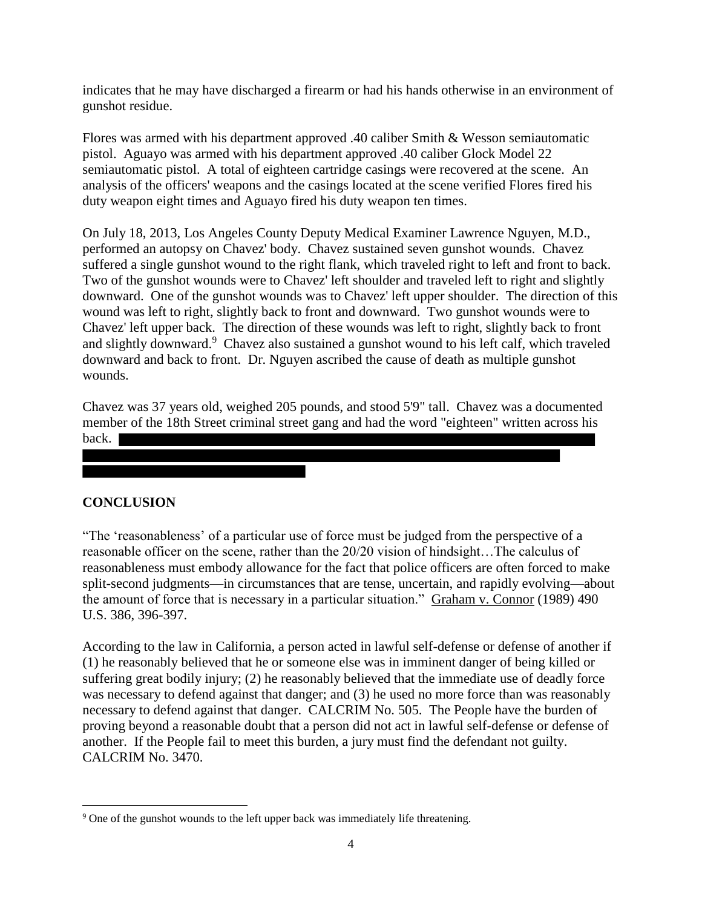indicates that he may have discharged a firearm or had his hands otherwise in an environment of gunshot residue.

Flores was armed with his department approved .40 caliber Smith & Wesson semiautomatic pistol. Aguayo was armed with his department approved .40 caliber Glock Model 22 semiautomatic pistol. A total of eighteen cartridge casings were recovered at the scene. An analysis of the officers' weapons and the casings located at the scene verified Flores fired his duty weapon eight times and Aguayo fired his duty weapon ten times.

On July 18, 2013, Los Angeles County Deputy Medical Examiner Lawrence Nguyen, M.D., performed an autopsy on Chavez' body. Chavez sustained seven gunshot wounds. Chavez suffered a single gunshot wound to the right flank, which traveled right to left and front to back. Two of the gunshot wounds were to Chavez' left shoulder and traveled left to right and slightly downward. One of the gunshot wounds was to Chavez' left upper shoulder. The direction of this wound was left to right, slightly back to front and downward. Two gunshot wounds were to Chavez' left upper back. The direction of these wounds was left to right, slightly back to front and slightly downward.[9] Chavez also sustained a gunshot wound to his left calf, which traveled downward and back to front. Dr. Nguyen ascribed the cause of death as multiple gunshot wounds.

Chavez was 37 years old, weighed 205 pounds, and stood 5'9" tall. Chavez was a documented member of the 18th Street criminal street gang and had the word "eighteen" written across his back. [REDACTED]

## CONCLUSION

"The 'reasonableness' of a particular use of force must be judged from the perspective of a reasonable officer on the scene, rather than the 20/20 vision of hindsight…The calculus of reasonableness must embody allowance for the fact that police officers are often forced to make split-second judgments—in circumstances that are tense, uncertain, and rapidly evolving—about the amount of force that is necessary in a particular situation." Graham v. Connor (1989) 490 U.S. 386, 396-397.

According to the law in California, a person acted in lawful self-defense or defense of another if (1) he reasonably believed that he or someone else was in imminent danger of being killed or suffering great bodily injury; (2) he reasonably believed that the immediate use of deadly force was necessary to defend against that danger; and (3) he used no more force than was reasonably necessary to defend against that danger. CALCRIM No. 505. The People have the burden of proving beyond a reasonable doubt that a person did not act in lawful self-defense or defense of another. If the People fail to meet this burden, a jury must find the defendant not guilty. CALCRIM No. 3470.

[9] One of the gunshot wounds to the left upper back was immediately life threatening.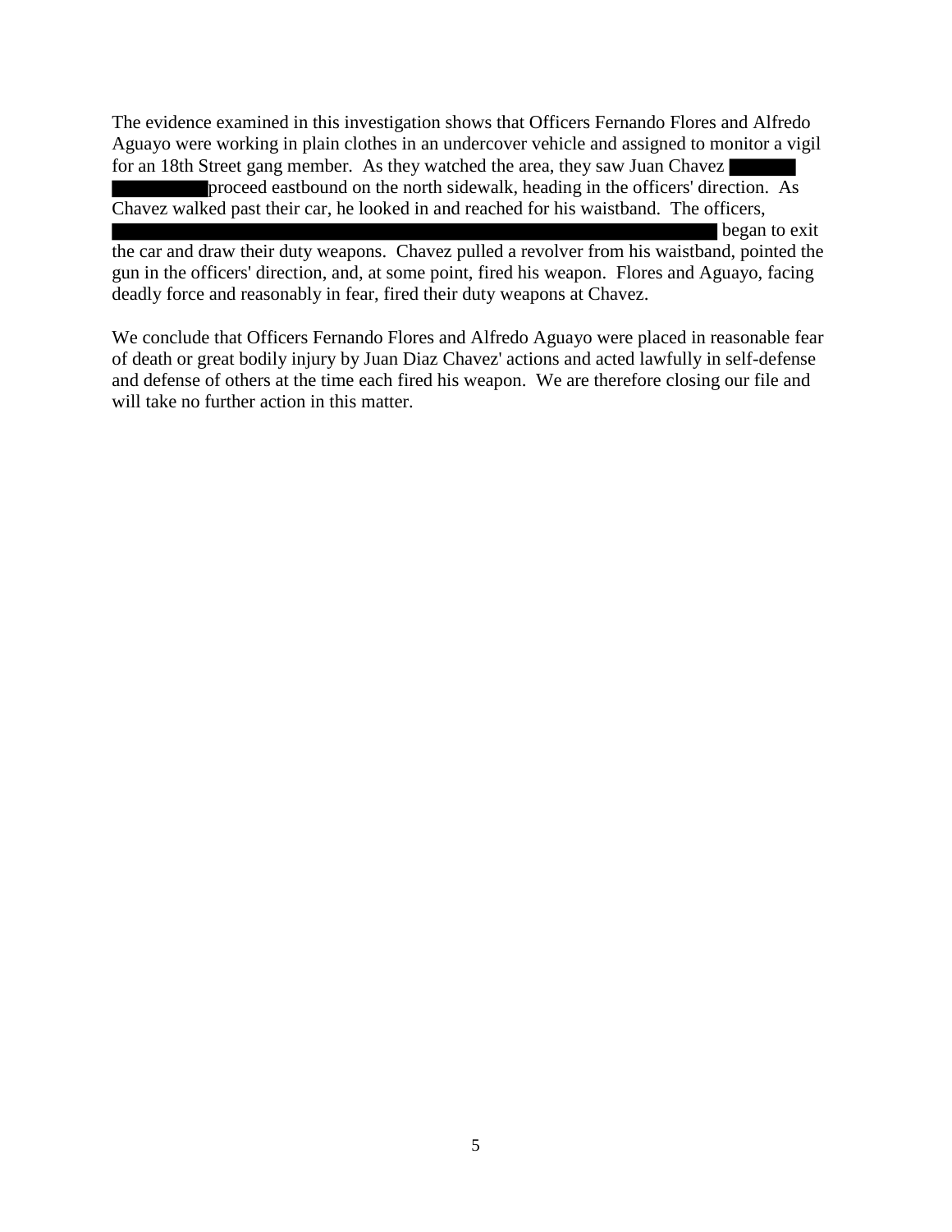The evidence examined in this investigation shows that Officers Fernando Flores and Alfredo Aguayo were working in plain clothes in an undercover vehicle and assigned to monitor a vigil for an 18th Street gang member. As they watched the area, they saw Juan Chavez [REDACTED] proceed eastbound on the north sidewalk, heading in the officers' direction. As Chavez walked past their car, he looked in and reached for his waistband. The officers, [REDACTED] began to exit the car and draw their duty weapons. Chavez pulled a revolver from his waistband, pointed the gun in the officers' direction, and, at some point, fired his weapon. Flores and Aguayo, facing deadly force and reasonably in fear, fired their duty weapons at Chavez.

We conclude that Officers Fernando Flores and Alfredo Aguayo were placed in reasonable fear of death or great bodily injury by Juan Diaz Chavez' actions and acted lawfully in self-defense and defense of others at the time each fired his weapon. We are therefore closing our file and will take no further action in this matter.